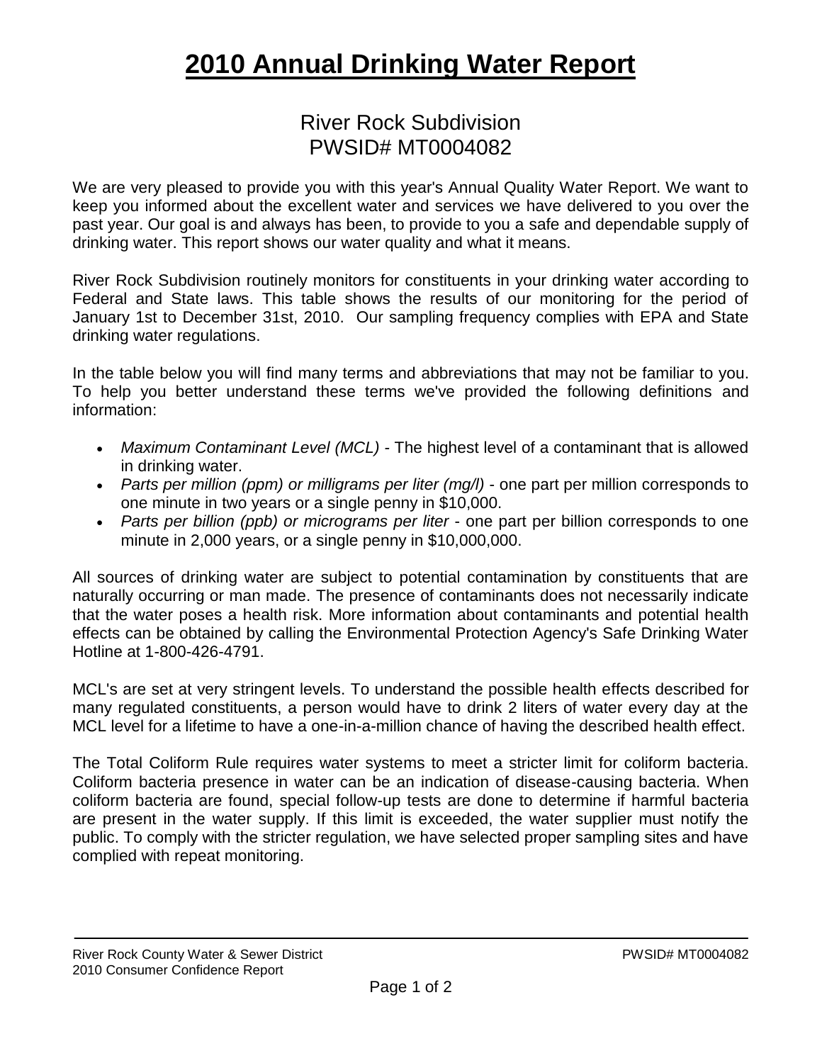# 2010 Annual Drinking Water Report

## River Rock Subdivision
## PWSID# MT0004082

We are very pleased to provide you with this year's Annual Quality Water Report. We want to keep you informed about the excellent water and services we have delivered to you over the past year. Our goal is and always has been, to provide to you a safe and dependable supply of drinking water. This report shows our water quality and what it means.

River Rock Subdivision routinely monitors for constituents in your drinking water according to Federal and State laws. This table shows the results of our monitoring for the period of January 1st to December 31st, 2010. Our sampling frequency complies with EPA and State drinking water regulations.

In the table below you will find many terms and abbreviations that may not be familiar to you. To help you better understand these terms we've provided the following definitions and information:

- *Maximum Contaminant Level (MCL)* - The highest level of a contaminant that is allowed in drinking water.
- *Parts per million (ppm) or milligrams per liter (mg/l)* - one part per million corresponds to one minute in two years or a single penny in $10,000.
- *Parts per billion (ppb) or micrograms per liter* - one part per billion corresponds to one minute in 2,000 years, or a single penny in $10,000,000.

All sources of drinking water are subject to potential contamination by constituents that are naturally occurring or man made. The presence of contaminants does not necessarily indicate that the water poses a health risk. More information about contaminants and potential health effects can be obtained by calling the Environmental Protection Agency's Safe Drinking Water Hotline at 1-800-426-4791.

MCL's are set at very stringent levels. To understand the possible health effects described for many regulated constituents, a person would have to drink 2 liters of water every day at the MCL level for a lifetime to have a one-in-a-million chance of having the described health effect.

The Total Coliform Rule requires water systems to meet a stricter limit for coliform bacteria. Coliform bacteria presence in water can be an indication of disease-causing bacteria. When coliform bacteria are found, special follow-up tests are done to determine if harmful bacteria are present in the water supply. If this limit is exceeded, the water supplier must notify the public. To comply with the stricter regulation, we have selected proper sampling sites and have complied with repeat monitoring.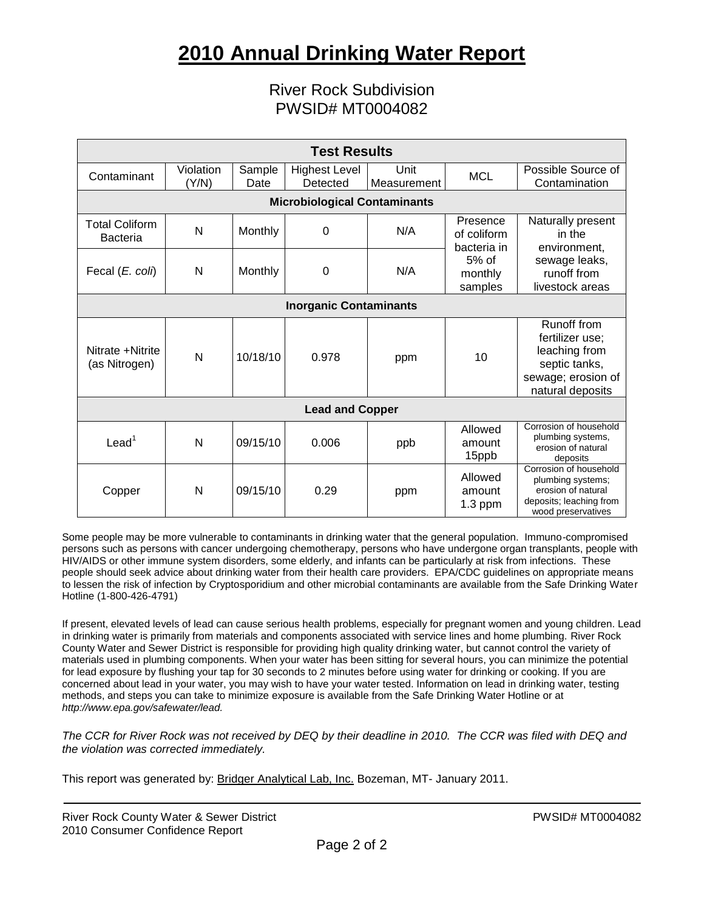# 2010 Annual Drinking Water Report

River Rock Subdivision
PWSID# MT0004082

| Test Results | | | | | | |
|---|---|---|---|---|---|---|
| Contaminant | Violation (Y/N) | Sample Date | Highest Level Detected | Unit Measurement | MCL | Possible Source of Contamination |
| **Microbiological Contaminants** | | | | | | |
| Total Coliform Bacteria | N | Monthly | 0 | N/A | Presence of coliform bacteria in 5% of monthly samples | Naturally present in the environment, sewage leaks, runoff from livestock areas |
| Fecal (*E. coli*) | N | Monthly | 0 | N/A | | |
| **Inorganic Contaminants** | | | | | | |
| Nitrate +Nitrite (as Nitrogen) | N | 10/18/10 | 0.978 | ppm | 10 | Runoff from fertilizer use; leaching from septic tanks, sewage; erosion of natural deposits |
| **Lead and Copper** | | | | | | |
| Lead[1] | N | 09/15/10 | 0.006 | ppb | Allowed amount 15ppb | Corrosion of household plumbing systems, erosion of natural deposits |
| Copper | N | 09/15/10 | 0.29 | ppm | Allowed amount 1.3 ppm | Corrosion of household plumbing systems; erosion of natural deposits; leaching from wood preservatives |

Some people may be more vulnerable to contaminants in drinking water that the general population. Immuno-compromised persons such as persons with cancer undergoing chemotherapy, persons who have undergone organ transplants, people with HIV/AIDS or other immune system disorders, some elderly, and infants can be particularly at risk from infections. These people should seek advice about drinking water from their health care providers. EPA/CDC guidelines on appropriate means to lessen the risk of infection by Cryptosporidium and other microbial contaminants are available from the Safe Drinking Water Hotline (1-800-426-4791)

If present, elevated levels of lead can cause serious health problems, especially for pregnant women and young children. Lead in drinking water is primarily from materials and components associated with service lines and home plumbing. River Rock County Water and Sewer District is responsible for providing high quality drinking water, but cannot control the variety of materials used in plumbing components. When your water has been sitting for several hours, you can minimize the potential for lead exposure by flushing your tap for 30 seconds to 2 minutes before using water for drinking or cooking. If you are concerned about lead in your water, you may wish to have your water tested. Information on lead in drinking water, testing methods, and steps you can take to minimize exposure is available from the Safe Drinking Water Hotline or at *http://www.epa.gov/safewater/lead.*

*The CCR for River Rock was not received by DEQ by their deadline in 2010. The CCR was filed with DEQ and the violation was corrected immediately.*

This report was generated by: Bridger Analytical Lab, Inc. Bozeman, MT- January 2011.